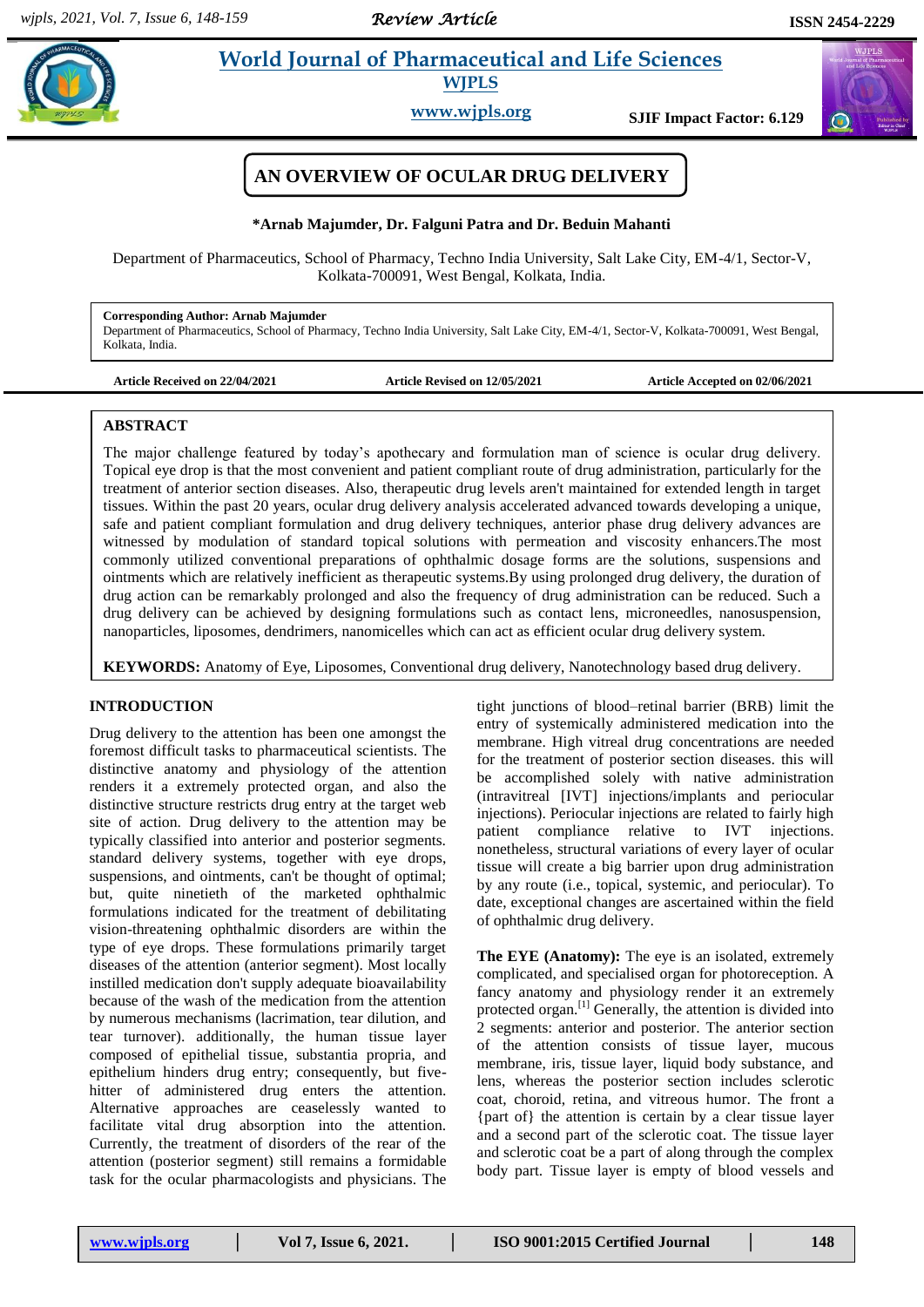# AN OVERVIEW OF OCULAR DRUG DELIVERY

**\*Arnab Majumder, Dr. Falguni Patra and Dr. Beduin Mahanti**

Department of Pharmaceutics, School of Pharmacy, Techno India University, Salt Lake City, EM-4/1, Sector-V, Kolkata-700091, West Bengal, Kolkata, India.

**Corresponding Author: Arnab Majumder**
Department of Pharmaceutics, School of Pharmacy, Techno India University, Salt Lake City, EM-4/1, Sector-V, Kolkata-700091, West Bengal, Kolkata, India.

**Article Received on 22/04/2021** **Article Revised on 12/05/2021** **Article Accepted on 02/06/2021**

## ABSTRACT

The major challenge featured by today's apothecary and formulation man of science is ocular drug delivery. Topical eye drop is that the most convenient and patient compliant route of drug administration, particularly for the treatment of anterior section diseases. Also, therapeutic drug levels aren't maintained for extended length in target tissues. Within the past 20 years, ocular drug delivery analysis accelerated advanced towards developing a unique, safe and patient compliant formulation and drug delivery techniques, anterior phase drug delivery advances are witnessed by modulation of standard topical solutions with permeation and viscosity enhancers.The most commonly utilized conventional preparations of ophthalmic dosage forms are the solutions, suspensions and ointments which are relatively inefficient as therapeutic systems.By using prolonged drug delivery, the duration of drug action can be remarkably prolonged and also the frequency of drug administration can be reduced. Such a drug delivery can be achieved by designing formulations such as contact lens, microneedles, nanosuspension, nanoparticles, liposomes, dendrimers, nanomicelles which can act as efficient ocular drug delivery system.

**KEYWORDS:** Anatomy of Eye, Liposomes, Conventional drug delivery, Nanotechnology based drug delivery.

## INTRODUCTION

Drug delivery to the attention has been one amongst the foremost difficult tasks to pharmaceutical scientists. The distinctive anatomy and physiology of the attention renders it a extremely protected organ, and also the distinctive structure restricts drug entry at the target web site of action. Drug delivery to the attention may be typically classified into anterior and posterior segments. standard delivery systems, together with eye drops, suspensions, and ointments, can't be thought of optimal; but, quite ninetieth of the marketed ophthalmic formulations indicated for the treatment of debilitating vision-threatening ophthalmic disorders are within the type of eye drops. These formulations primarily target diseases of the attention (anterior segment). Most locally instilled medication don't supply adequate bioavailability because of the wash of the medication from the attention by numerous mechanisms (lacrimation, tear dilution, and tear turnover). additionally, the human tissue layer composed of epithelial tissue, substantia propria, and epithelium hinders drug entry; consequently, but five-hitter of administered drug enters the attention. Alternative approaches are ceaselessly wanted to facilitate vital drug absorption into the attention. Currently, the treatment of disorders of the rear of the attention (posterior segment) still remains a formidable task for the ocular pharmacologists and physicians. The tight junctions of blood–retinal barrier (BRB) limit the entry of systemically administered medication into the membrane. High vitreal drug concentrations are needed for the treatment of posterior section diseases. this will be accomplished solely with native administration (intravitreal [IVT] injections/implants and periocular injections). Periocular injections are related to fairly high patient compliance relative to IVT injections. nonetheless, structural variations of every layer of ocular tissue will create a big barrier upon drug administration by any route (i.e., topical, systemic, and periocular). To date, exceptional changes are ascertained within the field of ophthalmic drug delivery.

**The EYE (Anatomy):** The eye is an isolated, extremely complicated, and specialised organ for photoreception. A fancy anatomy and physiology render it an extremely protected organ.[1] Generally, the attention is divided into 2 segments: anterior and posterior. The anterior section of the attention consists of tissue layer, mucous membrane, iris, tissue layer, liquid body substance, and lens, whereas the posterior section includes sclerotic coat, choroid, retina, and vitreous humor. The front a {part of} the attention is certain by a clear tissue layer and a second part of the sclerotic coat. The tissue layer and sclerotic coat be a part of along through the complex body part. Tissue layer is empty of blood vessels and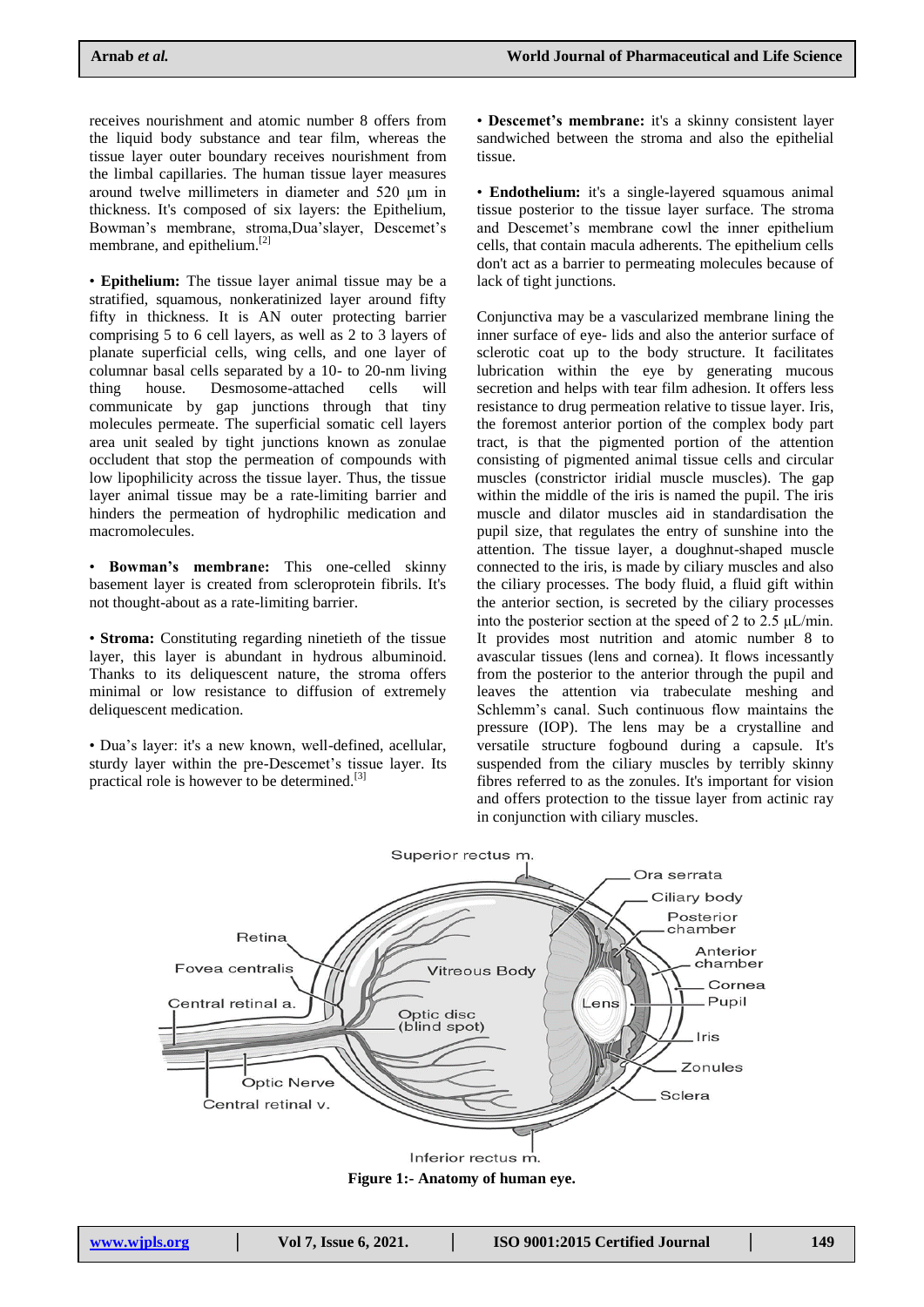receives nourishment and atomic number 8 offers from the liquid body substance and tear film, whereas the tissue layer outer boundary receives nourishment from the limbal capillaries. The human tissue layer measures around twelve millimeters in diameter and 520 µm in thickness. It's composed of six layers: the Epithelium, Bowman's membrane, stroma,Dua'slayer, Descemet's membrane, and epithelium.[2]

• **Epithelium:** The tissue layer animal tissue may be a stratified, squamous, nonkeratinized layer around fifty fifty in thickness. It is AN outer protecting barrier comprising 5 to 6 cell layers, as well as 2 to 3 layers of planate superficial cells, wing cells, and one layer of columnar basal cells separated by a 10- to 20-nm living thing house. Desmosome-attached cells will communicate by gap junctions through that tiny molecules permeate. The superficial somatic cell layers area unit sealed by tight junctions known as zonulae occludent that stop the permeation of compounds with low lipophilicity across the tissue layer. Thus, the tissue layer animal tissue may be a rate-limiting barrier and hinders the permeation of hydrophilic medication and macromolecules.

• **Bowman's membrane:** This one-celled skinny basement layer is created from scleroprotein fibrils. It's not thought-about as a rate-limiting barrier.

• **Stroma:** Constituting regarding ninetieth of the tissue layer, this layer is abundant in hydrous albuminoid. Thanks to its deliquescent nature, the stroma offers minimal or low resistance to diffusion of extremely deliquescent medication.

• Dua's layer: it's a new known, well-defined, acellular, sturdy layer within the pre-Descemet's tissue layer. Its practical role is however to be determined.[3]

• **Descemet's membrane:** it's a skinny consistent layer sandwiched between the stroma and also the epithelial tissue.

• **Endothelium:** it's a single-layered squamous animal tissue posterior to the tissue layer surface. The stroma and Descemet's membrane cowl the inner epithelium cells, that contain macula adherents. The epithelium cells don't act as a barrier to permeating molecules because of lack of tight junctions.

Conjunctiva may be a vascularized membrane lining the inner surface of eye- lids and also the anterior surface of sclerotic coat up to the body structure. It facilitates lubrication within the eye by generating mucous secretion and helps with tear film adhesion. It offers less resistance to drug permeation relative to tissue layer. Iris, the foremost anterior portion of the complex body part tract, is that the pigmented portion of the attention consisting of pigmented animal tissue cells and circular muscles (constrictor iridial muscle muscles). The gap within the middle of the iris is named the pupil. The iris muscle and dilator muscles aid in standardisation the pupil size, that regulates the entry of sunshine into the attention. The tissue layer, a doughnut-shaped muscle connected to the iris, is made by ciliary muscles and also the ciliary processes. The body fluid, a fluid gift within the anterior section, is secreted by the ciliary processes into the posterior section at the speed of 2 to 2.5 µL/min. It provides most nutrition and atomic number 8 to avascular tissues (lens and cornea). It flows incessantly from the posterior to the anterior through the pupil and leaves the attention via trabeculate meshing and Schlemm's canal. Such continuous flow maintains the pressure (IOP). The lens may be a crystalline and versatile structure fogbound during a capsule. It's suspended from the ciliary muscles by terribly skinny fibres referred to as the zonules. It's important for vision and offers protection to the tissue layer from actinic ray in conjunction with ciliary muscles.

**Figure 1:- Anatomy of human eye.**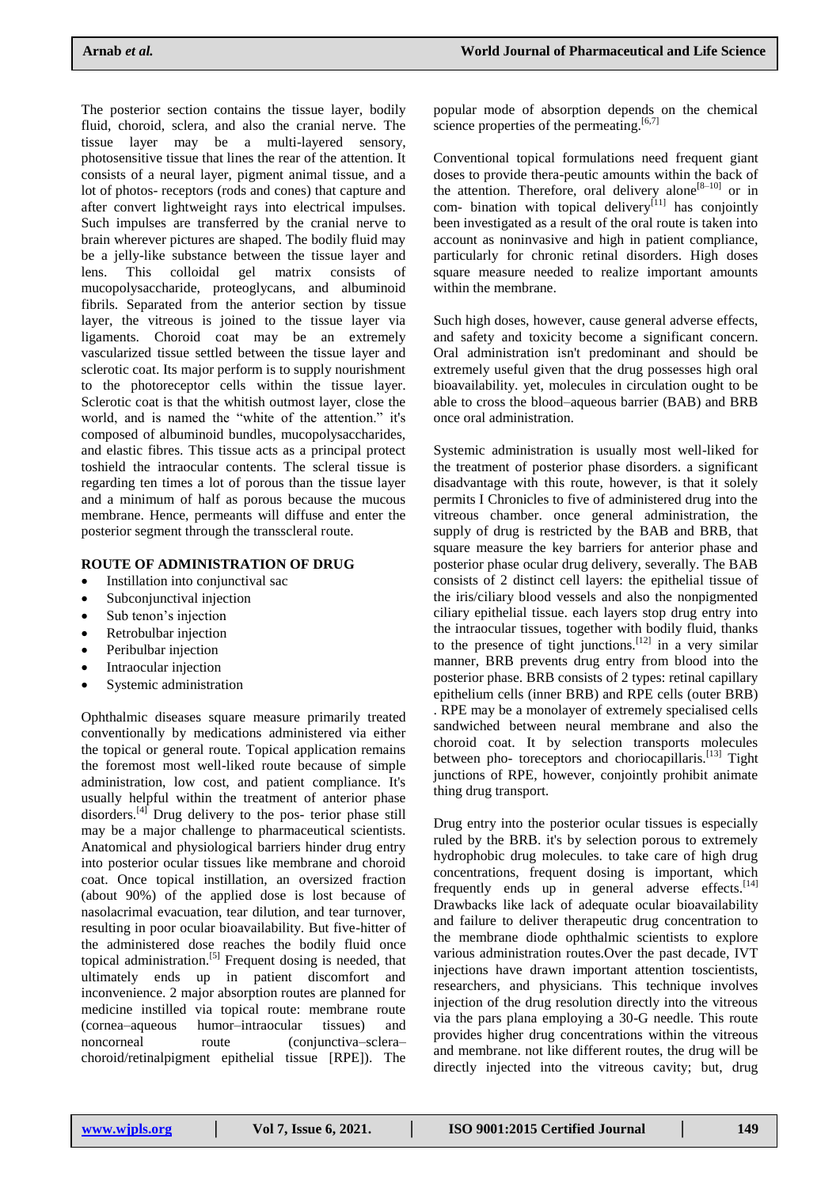The posterior section contains the tissue layer, bodily fluid, choroid, sclera, and also the cranial nerve. The tissue layer may be a multi-layered sensory, photosensitive tissue that lines the rear of the attention. It consists of a neural layer, pigment animal tissue, and a lot of photos- receptors (rods and cones) that capture and after convert lightweight rays into electrical impulses. Such impulses are transferred by the cranial nerve to brain wherever pictures are shaped. The bodily fluid may be a jelly-like substance between the tissue layer and lens. This colloidal gel matrix consists of mucopolysaccharide, proteoglycans, and albuminoid fibrils. Separated from the anterior section by tissue layer, the vitreous is joined to the tissue layer via ligaments. Choroid coat may be an extremely vascularized tissue settled between the tissue layer and sclerotic coat. Its major perform is to supply nourishment to the photoreceptor cells within the tissue layer. Sclerotic coat is that the whitish outmost layer, close the world, and is named the "white of the attention." it's composed of albuminoid bundles, mucopolysaccharides, and elastic fibres. This tissue acts as a principal protect toshield the intraocular contents. The scleral tissue is regarding ten times a lot of porous than the tissue layer and a minimum of half as porous because the mucous membrane. Hence, permeants will diffuse and enter the posterior segment through the transscleral route.

## ROUTE OF ADMINISTRATION OF DRUG

- Instillation into conjunctival sac
- Subconjunctival injection
- Sub tenon's injection
- Retrobulbar injection
- Peribulbar injection
- Intraocular injection
- Systemic administration

Ophthalmic diseases square measure primarily treated conventionally by medications administered via either the topical or general route. Topical application remains the foremost most well-liked route because of simple administration, low cost, and patient compliance. It's usually helpful within the treatment of anterior phase disorders.[4] Drug delivery to the pos- terior phase still may be a major challenge to pharmaceutical scientists. Anatomical and physiological barriers hinder drug entry into posterior ocular tissues like membrane and choroid coat. Once topical instillation, an oversized fraction (about 90%) of the applied dose is lost because of nasolacrimal evacuation, tear dilution, and tear turnover, resulting in poor ocular bioavailability. But five-hitter of the administered dose reaches the bodily fluid once topical administration.[5] Frequent dosing is needed, that ultimately ends up in patient discomfort and inconvenience. 2 major absorption routes are planned for medicine instilled via topical route: membrane route (cornea–aqueous humor–intraocular tissues) and noncorneal route (conjunctiva–sclera–choroid/retinalpigment epithelial tissue [RPE]). The popular mode of absorption depends on the chemical science properties of the permeating.[6,7]

Conventional topical formulations need frequent giant doses to provide thera-peutic amounts within the back of the attention. Therefore, oral delivery alone[8–10] or in com- bination with topical delivery[11] has conjointly been investigated as a result of the oral route is taken into account as noninvasive and high in patient compliance, particularly for chronic retinal disorders. High doses square measure needed to realize important amounts within the membrane.

Such high doses, however, cause general adverse effects, and safety and toxicity become a significant concern. Oral administration isn't predominant and should be extremely useful given that the drug possesses high oral bioavailability. yet, molecules in circulation ought to be able to cross the blood–aqueous barrier (BAB) and BRB once oral administration.

Systemic administration is usually most well-liked for the treatment of posterior phase disorders. a significant disadvantage with this route, however, is that it solely permits I Chronicles to five of administered drug into the vitreous chamber. once general administration, the supply of drug is restricted by the BAB and BRB, that square measure the key barriers for anterior phase and posterior phase ocular drug delivery, severally. The BAB consists of 2 distinct cell layers: the epithelial tissue of the iris/ciliary blood vessels and also the nonpigmented ciliary epithelial tissue. each layers stop drug entry into the intraocular tissues, together with bodily fluid, thanks to the presence of tight junctions.[12] in a very similar manner, BRB prevents drug entry from blood into the posterior phase. BRB consists of 2 types: retinal capillary epithelium cells (inner BRB) and RPE cells (outer BRB) . RPE may be a monolayer of extremely specialised cells sandwiched between neural membrane and also the choroid coat. It by selection transports molecules between pho- toreceptors and choriocapillaris.[13] Tight junctions of RPE, however, conjointly prohibit animate thing drug transport.

Drug entry into the posterior ocular tissues is especially ruled by the BRB. it's by selection porous to extremely hydrophobic drug molecules. to take care of high drug concentrations, frequent dosing is important, which frequently ends up in general adverse effects.[14] Drawbacks like lack of adequate ocular bioavailability and failure to deliver therapeutic drug concentration to the membrane diode ophthalmic scientists to explore various administration routes.Over the past decade, IVT injections have drawn important attention toscientists, researchers, and physicians. This technique involves injection of the drug resolution directly into the vitreous via the pars plana employing a 30-G needle. This route provides higher drug concentrations within the vitreous and membrane. not like different routes, the drug will be directly injected into the vitreous cavity; but, drug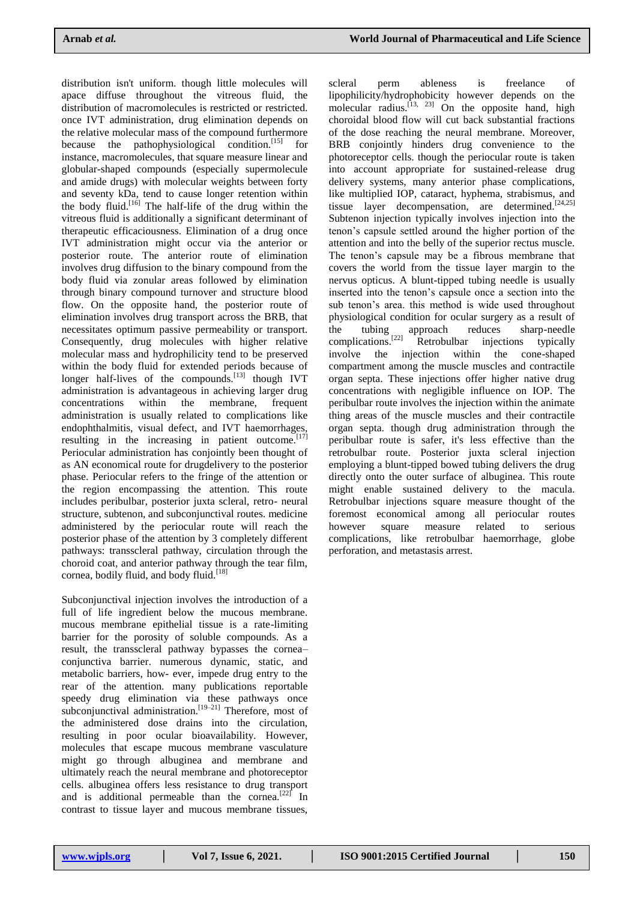distribution isn't uniform. though little molecules will apace diffuse throughout the vitreous fluid, the distribution of macromolecules is restricted or restricted. once IVT administration, drug elimination depends on the relative molecular mass of the compound furthermore because the pathophysiological condition.[15] for instance, macromolecules, that square measure linear and globular-shaped compounds (especially supermolecule and amide drugs) with molecular weights between forty and seventy kDa, tend to cause longer retention within the body fluid.[16] The half-life of the drug within the vitreous fluid is additionally a significant determinant of therapeutic efficaciousness. Elimination of a drug once IVT administration might occur via the anterior or posterior route. The anterior route of elimination involves drug diffusion to the binary compound from the body fluid via zonular areas followed by elimination through binary compound turnover and structure blood flow. On the opposite hand, the posterior route of elimination involves drug transport across the BRB, that necessitates optimum passive permeability or transport. Consequently, drug molecules with higher relative molecular mass and hydrophilicity tend to be preserved within the body fluid for extended periods because of longer half-lives of the compounds.[13] though IVT administration is advantageous in achieving larger drug concentrations within the membrane, frequent administration is usually related to complications like endophthalmitis, visual defect, and IVT haemorrhages, resulting in the increasing in patient outcome.[17] Periocular administration has conjointly been thought of as AN economical route for drugdelivery to the posterior phase. Periocular refers to the fringe of the attention or the region encompassing the attention. This route includes peribulbar, posterior juxta scleral, retro- neural structure, subtenon, and subconjunctival routes. medicine administered by the periocular route will reach the posterior phase of the attention by 3 completely different pathways: transscleral pathway, circulation through the choroid coat, and anterior pathway through the tear film, cornea, bodily fluid, and body fluid.[18]

Subconjunctival injection involves the introduction of a full of life ingredient below the mucous membrane. mucous membrane epithelial tissue is a rate-limiting barrier for the porosity of soluble compounds. As a result, the transscleral pathway bypasses the cornea–conjunctiva barrier. numerous dynamic, static, and metabolic barriers, how- ever, impede drug entry to the rear of the attention. many publications reportable speedy drug elimination via these pathways once subconjunctival administration.[19–21] Therefore, most of the administered dose drains into the circulation, resulting in poor ocular bioavailability. However, molecules that escape mucous membrane vasculature might go through albuginea and membrane and ultimately reach the neural membrane and photoreceptor cells. albuginea offers less resistance to drug transport and is additional permeable than the cornea.[22] In contrast to tissue layer and mucous membrane tissues, scleral perm ableness is freelance of lipophilicity/hydrophobicity however depends on the molecular radius.[13, 23] On the opposite hand, high choroidal blood flow will cut back substantial fractions of the dose reaching the neural membrane. Moreover, BRB conjointly hinders drug convenience to the photoreceptor cells. though the periocular route is taken into account appropriate for sustained-release drug delivery systems, many anterior phase complications, like multiplied IOP, cataract, hyphema, strabismus, and tissue layer decompensation, are determined.[24,25] Subtenon injection typically involves injection into the tenon's capsule settled around the higher portion of the attention and into the belly of the superior rectus muscle. The tenon's capsule may be a fibrous membrane that covers the world from the tissue layer margin to the nervus opticus. A blunt-tipped tubing needle is usually inserted into the tenon's capsule once a section into the sub tenon's area. this method is wide used throughout physiological condition for ocular surgery as a result of the tubing approach reduces sharp-needle complications.[22] Retrobulbar injections typically involve the injection within the cone-shaped compartment among the muscle muscles and contractile organ septa. These injections offer higher native drug concentrations with negligible influence on IOP. The peribulbar route involves the injection within the animate thing areas of the muscle muscles and their contractile organ septa. though drug administration through the peribulbar route is safer, it's less effective than the retrobulbar route. Posterior juxta scleral injection employing a blunt-tipped bowed tubing delivers the drug directly onto the outer surface of albuginea. This route might enable sustained delivery to the macula. Retrobulbar injections square measure thought of the foremost economical among all periocular routes however square measure related to serious complications, like retrobulbar haemorrhage, globe perforation, and metastasis arrest.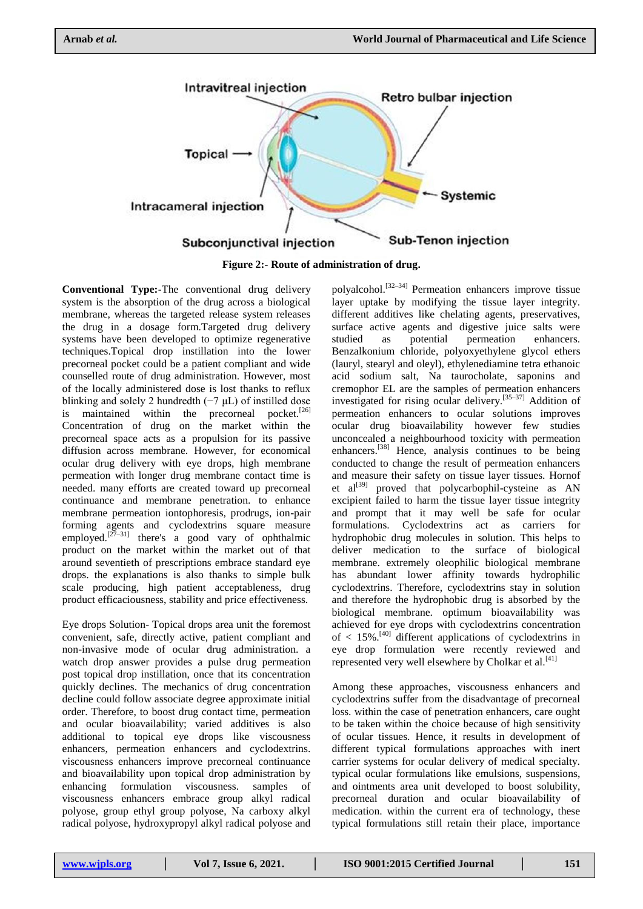Figure 2:- Route of administration of drug.

**Conventional Type:-**The conventional drug delivery system is the absorption of the drug across a biological membrane, whereas the targeted release system releases the drug in a dosage form.Targeted drug delivery systems have been developed to optimize regenerative techniques.Topical drop instillation into the lower precorneal pocket could be a patient compliant and wide counselled route of drug administration. However, most of the locally administered dose is lost thanks to reflux blinking and solely 2 hundredth (−7 μL) of instilled dose is maintained within the precorneal pocket.[26] Concentration of drug on the market within the precorneal space acts as a propulsion for its passive diffusion across membrane. However, for economical ocular drug delivery with eye drops, high membrane permeation with longer drug membrane contact time is needed. many efforts are created toward up precorneal continuance and membrane penetration. to enhance membrane permeation iontophoresis, prodrugs, ion-pair forming agents and cyclodextrins square measure employed.[27–31] there's a good vary of ophthalmic product on the market within the market out of that around seventieth of prescriptions embrace standard eye drops. the explanations is also thanks to simple bulk scale producing, high patient acceptableness, drug product efficaciousness, stability and price effectiveness.

Eye drops Solution- Topical drops area unit the foremost convenient, safe, directly active, patient compliant and non-invasive mode of ocular drug administration. a watch drop answer provides a pulse drug permeation post topical drop instillation, once that its concentration quickly declines. The mechanics of drug concentration decline could follow associate degree approximate initial order. Therefore, to boost drug contact time, permeation and ocular bioavailability; varied additives is also additional to topical eye drops like viscousness enhancers, permeation enhancers and cyclodextrins. viscousness enhancers improve precorneal continuance and bioavailability upon topical drop administration by enhancing formulation viscousness. samples of viscousness enhancers embrace group alkyl radical polyose, group ethyl group polyose, Na carboxy alkyl radical polyose, hydroxypropyl alkyl radical polyose and polyalcohol.[32–34] Permeation enhancers improve tissue layer uptake by modifying the tissue layer integrity. different additives like chelating agents, preservatives, surface active agents and digestive juice salts were studied as potential permeation enhancers. Benzalkonium chloride, polyoxyethylene glycol ethers (lauryl, stearyl and oleyl), ethylenediamine tetra ethanoic acid sodium salt, Na taurocholate, saponins and cremophor EL are the samples of permeation enhancers investigated for rising ocular delivery.[35–37] Addition of permeation enhancers to ocular solutions improves ocular drug bioavailability however few studies unconcealed a neighbourhood toxicity with permeation enhancers.[38] Hence, analysis continues to be being conducted to change the result of permeation enhancers and measure their safety on tissue layer tissues. Hornof et al[39] proved that polycarbophil-cysteine as AN excipient failed to harm the tissue layer tissue integrity and prompt that it may well be safe for ocular formulations. Cyclodextrins act as carriers for hydrophobic drug molecules in solution. This helps to deliver medication to the surface of biological membrane. extremely oleophilic biological membrane has abundant lower affinity towards hydrophilic cyclodextrins. Therefore, cyclodextrins stay in solution and therefore the hydrophobic drug is absorbed by the biological membrane. optimum bioavailability was achieved for eye drops with cyclodextrins concentration of < 15%.[40] different applications of cyclodextrins in eye drop formulation were recently reviewed and represented very well elsewhere by Cholkar et al.[41]

Among these approaches, viscousness enhancers and cyclodextrins suffer from the disadvantage of precorneal loss. within the case of penetration enhancers, care ought to be taken within the choice because of high sensitivity of ocular tissues. Hence, it results in development of different typical formulations approaches with inert carrier systems for ocular delivery of medical specialty. typical ocular formulations like emulsions, suspensions, and ointments area unit developed to boost solubility, precorneal duration and ocular bioavailability of medication. within the current era of technology, these typical formulations still retain their place, importance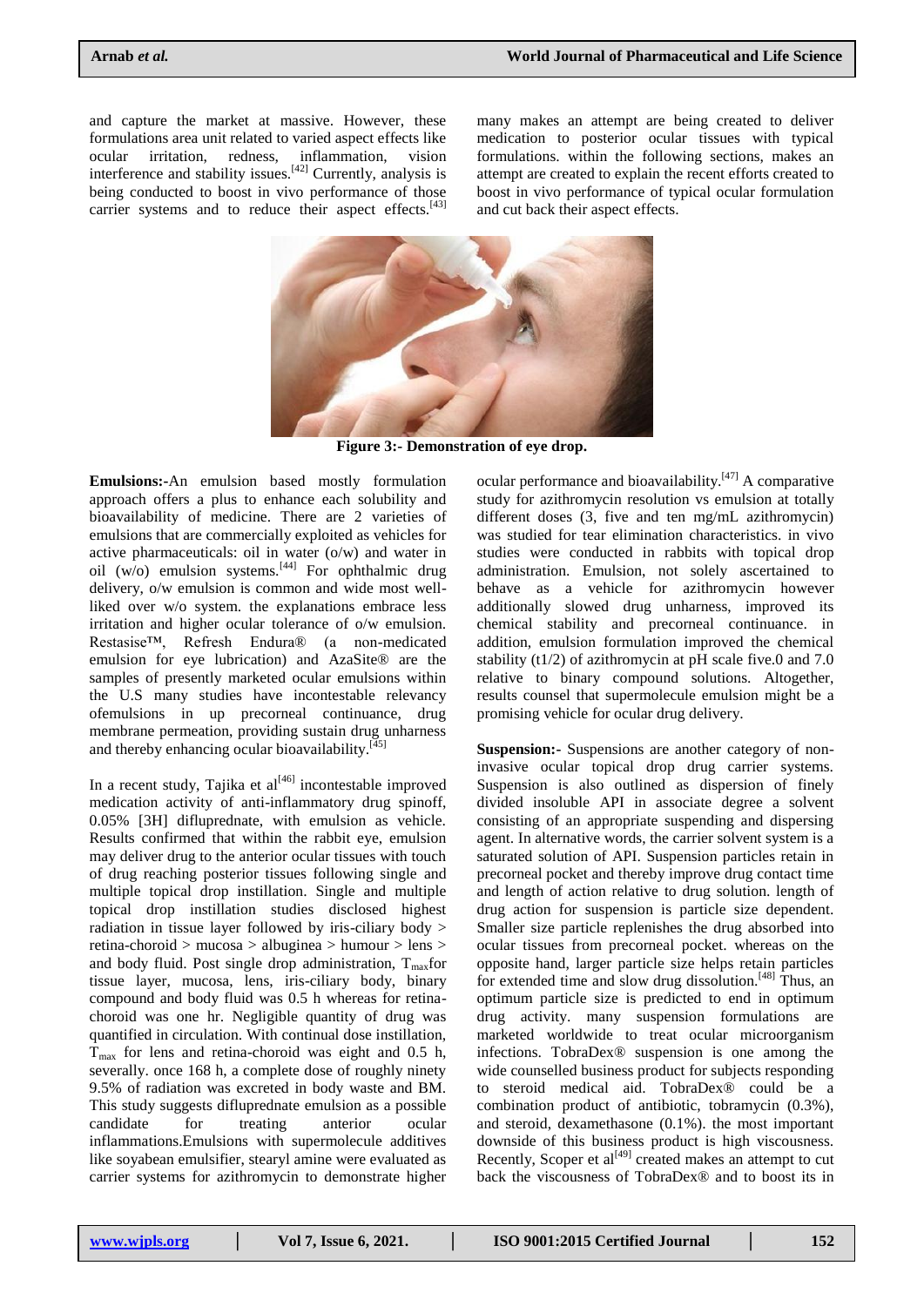and capture the market at massive. However, these formulations area unit related to varied aspect effects like ocular irritation, redness, inflammation, vision interference and stability issues.[42] Currently, analysis is being conducted to boost in vivo performance of those carrier systems and to reduce their aspect effects.[43]

many makes an attempt are being created to deliver medication to posterior ocular tissues with typical formulations. within the following sections, makes an attempt are created to explain the recent efforts created to boost in vivo performance of typical ocular formulation and cut back their aspect effects.

**Figure 3:- Demonstration of eye drop.**

**Emulsions:-**An emulsion based mostly formulation approach offers a plus to enhance each solubility and bioavailability of medicine. There are 2 varieties of emulsions that are commercially exploited as vehicles for active pharmaceuticals: oil in water (o/w) and water in oil (w/o) emulsion systems.[44] For ophthalmic drug delivery, o/w emulsion is common and wide most well-liked over w/o system. the explanations embrace less irritation and higher ocular tolerance of o/w emulsion. Restasise™, Refresh Endura® (a non-medicated emulsion for eye lubrication) and AzaSite® are the samples of presently marketed ocular emulsions within the U.S many studies have incontestable relevancy ofemulsions in up precorneal continuance, drug membrane permeation, providing sustain drug unharness and thereby enhancing ocular bioavailability.[45]

In a recent study, Tajika et al[46] incontestable improved medication activity of anti-inflammatory drug spinoff, 0.05% [3H] difluprednate, with emulsion as vehicle. Results confirmed that within the rabbit eye, emulsion may deliver drug to the anterior ocular tissues with touch of drug reaching posterior tissues following single and multiple topical drop instillation. Single and multiple topical drop instillation studies disclosed highest radiation in tissue layer followed by iris-ciliary body > retina-choroid > mucosa > albuginea > humour > lens > and body fluid. Post single drop administration, $T_{max}$for tissue layer, mucosa, lens, iris-ciliary body, binary compound and body fluid was 0.5 h whereas for retina-choroid was one hr. Negligible quantity of drug was quantified in circulation. With continual dose instillation, $T_{max}$ for lens and retina-choroid was eight and 0.5 h, severally. once 168 h, a complete dose of roughly ninety 9.5% of radiation was excreted in body waste and BM. This study suggests difluprednate emulsion as a possible candidate for treating anterior ocular inflammations.Emulsions with supermolecule additives like soyabean emulsifier, stearyl amine were evaluated as carrier systems for azithromycin to demonstrate higher ocular performance and bioavailability.[47] A comparative study for azithromycin resolution vs emulsion at totally different doses (3, five and ten mg/mL azithromycin) was studied for tear elimination characteristics. in vivo studies were conducted in rabbits with topical drop administration. Emulsion, not solely ascertained to behave as a vehicle for azithromycin however additionally slowed drug unharness, improved its chemical stability and precorneal continuance. in addition, emulsion formulation improved the chemical stability (t1/2) of azithromycin at pH scale five.0 and 7.0 relative to binary compound solutions. Altogether, results counsel that supermolecule emulsion might be a promising vehicle for ocular drug delivery.

**Suspension:-** Suspensions are another category of non-invasive ocular topical drop drug carrier systems. Suspension is also outlined as dispersion of finely divided insoluble API in associate degree a solvent consisting of an appropriate suspending and dispersing agent. In alternative words, the carrier solvent system is a saturated solution of API. Suspension particles retain in precorneal pocket and thereby improve drug contact time and length of action relative to drug solution. length of drug action for suspension is particle size dependent. Smaller size particle replenishes the drug absorbed into ocular tissues from precorneal pocket. whereas on the opposite hand, larger particle size helps retain particles for extended time and slow drug dissolution.[48] Thus, an optimum particle size is predicted to end in optimum drug activity. many suspension formulations are marketed worldwide to treat ocular microorganism infections. TobraDex® suspension is one among the wide counselled business product for subjects responding to steroid medical aid. TobraDex® could be a combination product of antibiotic, tobramycin (0.3%), and steroid, dexamethasone (0.1%). the most important downside of this business product is high viscousness. Recently, Scoper et al[49] created makes an attempt to cut back the viscousness of TobraDex® and to boost its in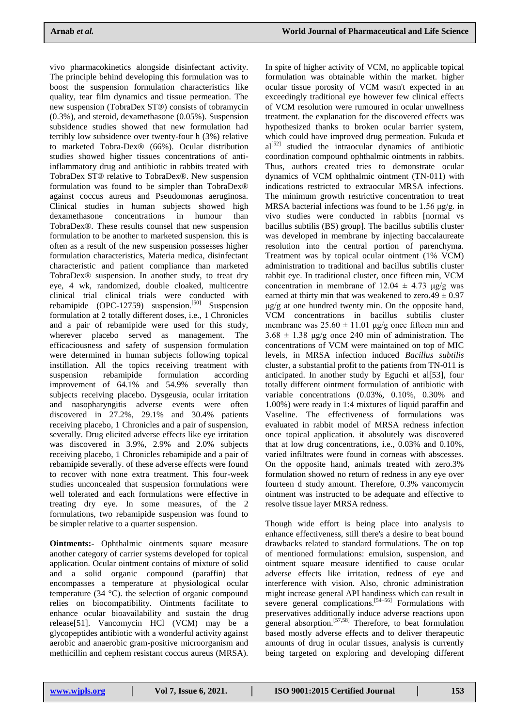vivo pharmacokinetics alongside disinfectant activity. The principle behind developing this formulation was to boost the suspension formulation characteristics like quality, tear film dynamics and tissue permeation. The new suspension (TobraDex ST®) consists of tobramycin (0.3%), and steroid, dexamethasone (0.05%). Suspension subsidence studies showed that new formulation had terribly low subsidence over twenty-four h (3%) relative to marketed Tobra-Dex® (66%). Ocular distribution studies showed higher tissues concentrations of anti-inflammatory drug and antibiotic in rabbits treated with TobraDex ST® relative to TobraDex®. New suspension formulation was found to be simpler than TobraDex® against coccus aureus and Pseudomonas aeruginosa. Clinical studies in human subjects showed high dexamethasone concentrations in humour than TobraDex®. These results counsel that new suspension formulation to be another to marketed suspension. this is often as a result of the new suspension possesses higher formulation characteristics, Materia medica, disinfectant characteristic and patient compliance than marketed TobraDex® suspension. In another study, to treat dry eye, 4 wk, randomized, double cloaked, multicentre clinical trial clinical trials were conducted with rebamipide (OPC-12759) suspension.[50] Suspension formulation at 2 totally different doses, i.e., 1 Chronicles and a pair of rebamipide were used for this study, wherever placebo served as management. The efficaciousness and safety of suspension formulation were determined in human subjects following topical instillation. All the topics receiving treatment with suspension rebamipide formulation according improvement of 64.1% and 54.9% severally than subjects receiving placebo. Dysgeusia, ocular irritation and nasopharyngitis adverse events were often discovered in 27.2%, 29.1% and 30.4% patients receiving placebo, 1 Chronicles and a pair of suspension, severally. Drug elicited adverse effects like eye irritation was discovered in 3.9%, 2.9% and 2.0% subjects receiving placebo, 1 Chronicles rebamipide and a pair of rebamipide severally. of these adverse effects were found to recover with none extra treatment. This four-week studies unconcealed that suspension formulations were well tolerated and each formulations were effective in treating dry eye. In some measures, of the 2 formulations, two rebamipide suspension was found to be simpler relative to a quarter suspension.

**Ointments:-** Ophthalmic ointments square measure another category of carrier systems developed for topical application. Ocular ointment contains of mixture of solid and a solid organic compound (paraffin) that encompasses a temperature at physiological ocular temperature (34 °C). the selection of organic compound relies on biocompatibility. Ointments facilitate to enhance ocular bioavailability and sustain the drug release[51]. Vancomycin HCl (VCM) may be a glycopeptides antibiotic with a wonderful activity against aerobic and anaerobic gram-positive microorganism and methicillin and cephem resistant coccus aureus (MRSA). In spite of higher activity of VCM, no applicable topical formulation was obtainable within the market. higher ocular tissue porosity of VCM wasn't expected in an exceedingly traditional eye however few clinical effects of VCM resolution were rumoured in ocular unwellness treatment. the explanation for the discovered effects was hypothesized thanks to broken ocular barrier system, which could have improved drug permeation. Fukuda et al[52] studied the intraocular dynamics of antibiotic coordination compound ophthalmic ointments in rabbits. Thus, authors created tries to demonstrate ocular dynamics of VCM ophthalmic ointment (TN-011) with indications restricted to extraocular MRSA infections. The minimum growth restrictive concentration to treat MRSA bacterial infections was found to be 1.56 μg/g. in vivo studies were conducted in rabbits [normal vs bacillus subtilis (BS) group]. The bacillus subtilis cluster was developed in membrane by injecting baccalaureate resolution into the central portion of parenchyma. Treatment was by topical ocular ointment (1% VCM) administration to traditional and bacillus subtilis cluster rabbit eye. In traditional cluster, once fifteen min, VCM concentration in membrane of 12.04 ± 4.73 μg/g was earned at thirty min that was weakened to zero.49 ± 0.97 μg/g at one hundred twenty min. On the opposite hand, VCM concentrations in bacillus subtilis cluster membrane was 25.60 ± 11.01 μg/g once fifteen min and 3.68 ± 1.38 μg/g once 240 min of administration. The concentrations of VCM were maintained on top of MIC levels, in MRSA infection induced *Bacillus subtilis* cluster, a substantial profit to the patients from TN-011 is anticipated. In another study by Eguchi et al[53], four totally different ointment formulation of antibiotic with variable concentrations (0.03%, 0.10%, 0.30% and 1.00%) were ready in 1:4 mixtures of liquid paraffin and Vaseline. The effectiveness of formulations was evaluated in rabbit model of MRSA redness infection once topical application. it absolutely was discovered that at low drug concentrations, i.e., 0.03% and 0.10%, varied infiltrates were found in corneas with abscesses. On the opposite hand, animals treated with zero.3% formulation showed no return of redness in any eye over fourteen d study amount. Therefore, 0.3% vancomycin ointment was instructed to be adequate and effective to resolve tissue layer MRSA redness.

Though wide effort is being place into analysis to enhance effectiveness, still there's a desire to beat bound drawbacks related to standard formulations. The on top of mentioned formulations: emulsion, suspension, and ointment square measure identified to cause ocular adverse effects like irritation, redness of eye and interference with vision. Also, chronic administration might increase general API handiness which can result in severe general complications.[54–56] Formulations with preservatives additionally induce adverse reactions upon general absorption.[57,58] Therefore, to beat formulation based mostly adverse effects and to deliver therapeutic amounts of drug in ocular tissues, analysis is currently being targeted on exploring and developing different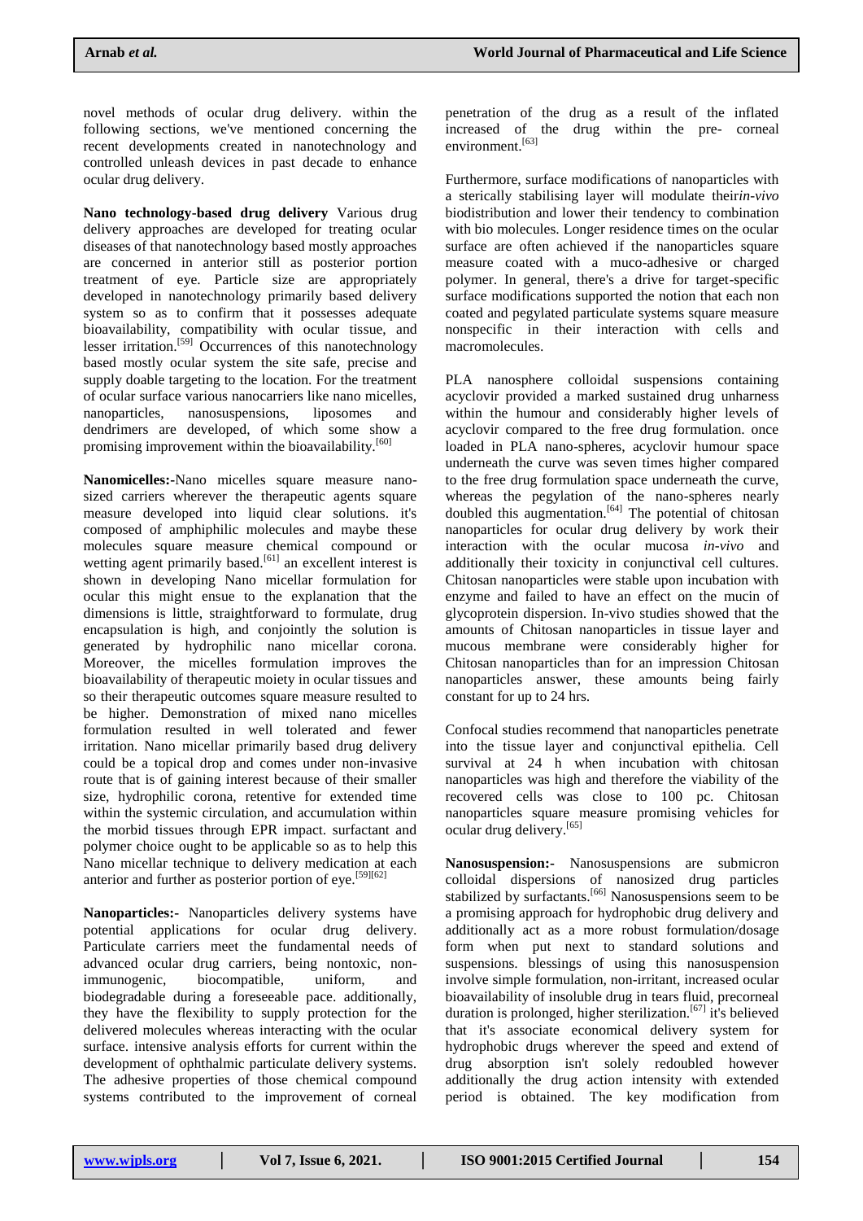novel methods of ocular drug delivery. within the following sections, we've mentioned concerning the recent developments created in nanotechnology and controlled unleash devices in past decade to enhance ocular drug delivery.

**Nano technology-based drug delivery** Various drug delivery approaches are developed for treating ocular diseases of that nanotechnology based mostly approaches are concerned in anterior still as posterior portion treatment of eye. Particle size are appropriately developed in nanotechnology primarily based delivery system so as to confirm that it possesses adequate bioavailability, compatibility with ocular tissue, and lesser irritation.[59] Occurrences of this nanotechnology based mostly ocular system the site safe, precise and supply doable targeting to the location. For the treatment of ocular surface various nanocarriers like nano micelles, nanoparticles, nanosuspensions, liposomes and dendrimers are developed, of which some show a promising improvement within the bioavailability.[60]

**Nanomicelles:-**Nano micelles square measure nano-sized carriers wherever the therapeutic agents square measure developed into liquid clear solutions. it's composed of amphiphilic molecules and maybe these molecules square measure chemical compound or wetting agent primarily based.[61] an excellent interest is shown in developing Nano micellar formulation for ocular this might ensue to the explanation that the dimensions is little, straightforward to formulate, drug encapsulation is high, and conjointly the solution is generated by hydrophilic nano micellar corona. Moreover, the micelles formulation improves the bioavailability of therapeutic moiety in ocular tissues and so their therapeutic outcomes square measure resulted to be higher. Demonstration of mixed nano micelles formulation resulted in well tolerated and fewer irritation. Nano micellar primarily based drug delivery could be a topical drop and comes under non-invasive route that is of gaining interest because of their smaller size, hydrophilic corona, retentive for extended time within the systemic circulation, and accumulation within the morbid tissues through EPR impact. surfactant and polymer choice ought to be applicable so as to help this Nano micellar technique to delivery medication at each anterior and further as posterior portion of eye.[59][62]

**Nanoparticles:-** Nanoparticles delivery systems have potential applications for ocular drug delivery. Particulate carriers meet the fundamental needs of advanced ocular drug carriers, being nontoxic, non-immunogenic, biocompatible, uniform, and biodegradable during a foreseeable pace. additionally, they have the flexibility to supply protection for the delivered molecules whereas interacting with the ocular surface. intensive analysis efforts for current within the development of ophthalmic particulate delivery systems. The adhesive properties of those chemical compound systems contributed to the improvement of corneal penetration of the drug as a result of the inflated increased of the drug within the pre- corneal environment.[63]

Furthermore, surface modifications of nanoparticles with a sterically stabilising layer will modulate their*in-vivo* biodistribution and lower their tendency to combination with bio molecules. Longer residence times on the ocular surface are often achieved if the nanoparticles square measure coated with a muco-adhesive or charged polymer. In general, there's a drive for target-specific surface modifications supported the notion that each non coated and pegylated particulate systems square measure nonspecific in their interaction with cells and macromolecules.

PLA nanosphere colloidal suspensions containing acyclovir provided a marked sustained drug unharness within the humour and considerably higher levels of acyclovir compared to the free drug formulation. once loaded in PLA nano-spheres, acyclovir humour space underneath the curve was seven times higher compared to the free drug formulation space underneath the curve, whereas the pegylation of the nano-spheres nearly doubled this augmentation.[64] The potential of chitosan nanoparticles for ocular drug delivery by work their interaction with the ocular mucosa *in-vivo* and additionally their toxicity in conjunctival cell cultures. Chitosan nanoparticles were stable upon incubation with enzyme and failed to have an effect on the mucin of glycoprotein dispersion. In-vivo studies showed that the amounts of Chitosan nanoparticles in tissue layer and mucous membrane were considerably higher for Chitosan nanoparticles than for an impression Chitosan nanoparticles answer, these amounts being fairly constant for up to 24 hrs.

Confocal studies recommend that nanoparticles penetrate into the tissue layer and conjunctival epithelia. Cell survival at 24 h when incubation with chitosan nanoparticles was high and therefore the viability of the recovered cells was close to 100 pc. Chitosan nanoparticles square measure promising vehicles for ocular drug delivery.[65]

**Nanosuspension:-** Nanosuspensions are submicron colloidal dispersions of nanosized drug particles stabilized by surfactants.[66] Nanosuspensions seem to be a promising approach for hydrophobic drug delivery and additionally act as a more robust formulation/dosage form when put next to standard solutions and suspensions. blessings of using this nanosuspension involve simple formulation, non-irritant, increased ocular bioavailability of insoluble drug in tears fluid, precorneal duration is prolonged, higher sterilization.[67] it's believed that it's associate economical delivery system for hydrophobic drugs wherever the speed and extend of drug absorption isn't solely redoubled however additionally the drug action intensity with extended period is obtained. The key modification from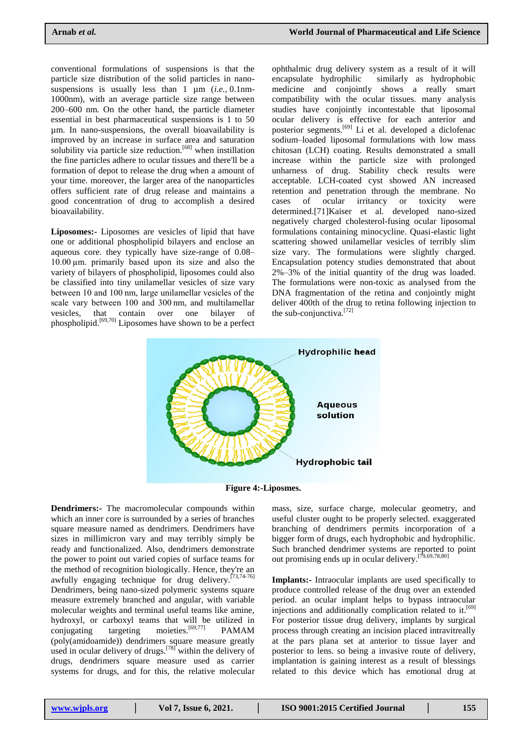conventional formulations of suspensions is that the particle size distribution of the solid particles in nano-suspensions is usually less than 1 µm (*i.e.*, 0.1nm-1000nm), with an average particle size range between 200–600 nm. On the other hand, the particle diameter essential in best pharmaceutical suspensions is 1 to 50 µm. In nano-suspensions, the overall bioavailability is improved by an increase in surface area and saturation solubility via particle size reduction.[68] when instillation the fine particles adhere to ocular tissues and there'll be a formation of depot to release the drug when a amount of your time. moreover, the larger area of the nanoparticles offers sufficient rate of drug release and maintains a good concentration of drug to accomplish a desired bioavailability.

**Liposomes:-** Liposomes are vesicles of lipid that have one or additional phospholipid bilayers and enclose an aqueous core. they typically have size-range of 0.08–10.00 µm. primarily based upon its size and also the variety of bilayers of phospholipid, liposomes could also be classified into tiny unilamellar vesicles of size vary between 10 and 100 nm, large unilamellar vesicles of the scale vary between 100 and 300 nm, and multilamellar vesicles, that contain over one bilayer of phospholipid.[69,70] Liposomes have shown to be a perfect ophthalmic drug delivery system as a result of it will encapsulate hydrophilic similarly as hydrophobic medicine and conjointly shows a really smart compatibility with the ocular tissues. many analysis studies have conjointly incontestable that liposomal ocular delivery is effective for each anterior and posterior segments.[69] Li et al. developed a diclofenac sodium–loaded liposomal formulations with low mass chitosan (LCH) coating. Results demonstrated a small increase within the particle size with prolonged unharness of drug. Stability check results were acceptable. LCH-coated cyst showed AN increased retention and penetration through the membrane. No cases of ocular irritancy or toxicity were determined.[71]Kaiser et al. developed nano-sized negatively charged cholesterol-fusing ocular liposomal formulations containing minocycline. Quasi-elastic light scattering showed unilamellar vesicles of terribly slim size vary. The formulations were slightly charged. Encapsulation potency studies demonstrated that about 2%–3% of the initial quantity of the drug was loaded. The formulations were non-toxic as analysed from the DNA fragmentation of the retina and conjointly might deliver 400th of the drug to retina following injection to the sub-conjunctiva.[72]

**Figure 4:-Liposmes.**

**Dendrimers:-** The macromolecular compounds within which an inner core is surrounded by a series of branches square measure named as dendrimers. Dendrimers have sizes in millimicron vary and may terribly simply be ready and functionalized. Also, dendrimers demonstrate the power to point out varied copies of surface teams for the method of recognition biologically. Hence, they're an awfully engaging technique for drug delivery.[73,74-76] Dendrimers, being nano-sized polymeric systems square measure extremely branched and angular, with variable molecular weights and terminal useful teams like amine, hydroxyl, or carboxyl teams that will be utilized in conjugating targeting moieties.[69,77] PAMAM (poly(amidoamide)) dendrimers square measure greatly used in ocular delivery of drugs.[78] within the delivery of drugs, dendrimers square measure used as carrier systems for drugs, and for this, the relative molecular mass, size, surface charge, molecular geometry, and useful cluster ought to be properly selected. exaggerated branching of dendrimers permits incorporation of a bigger form of drugs, each hydrophobic and hydrophilic. Such branched dendrimer systems are reported to point out promising ends up in ocular delivery.[79,69,78,80]

**Implants:-** Intraocular implants are used specifically to produce controlled release of the drug over an extended period. an ocular implant helps to bypass intraocular injections and additionally complication related to it.[69] For posterior tissue drug delivery, implants by surgical process through creating an incision placed intravitreally at the pars plana set at anterior to tissue layer and posterior to lens. so being a invasive route of delivery, implantation is gaining interest as a result of blessings related to this device which has emotional drug at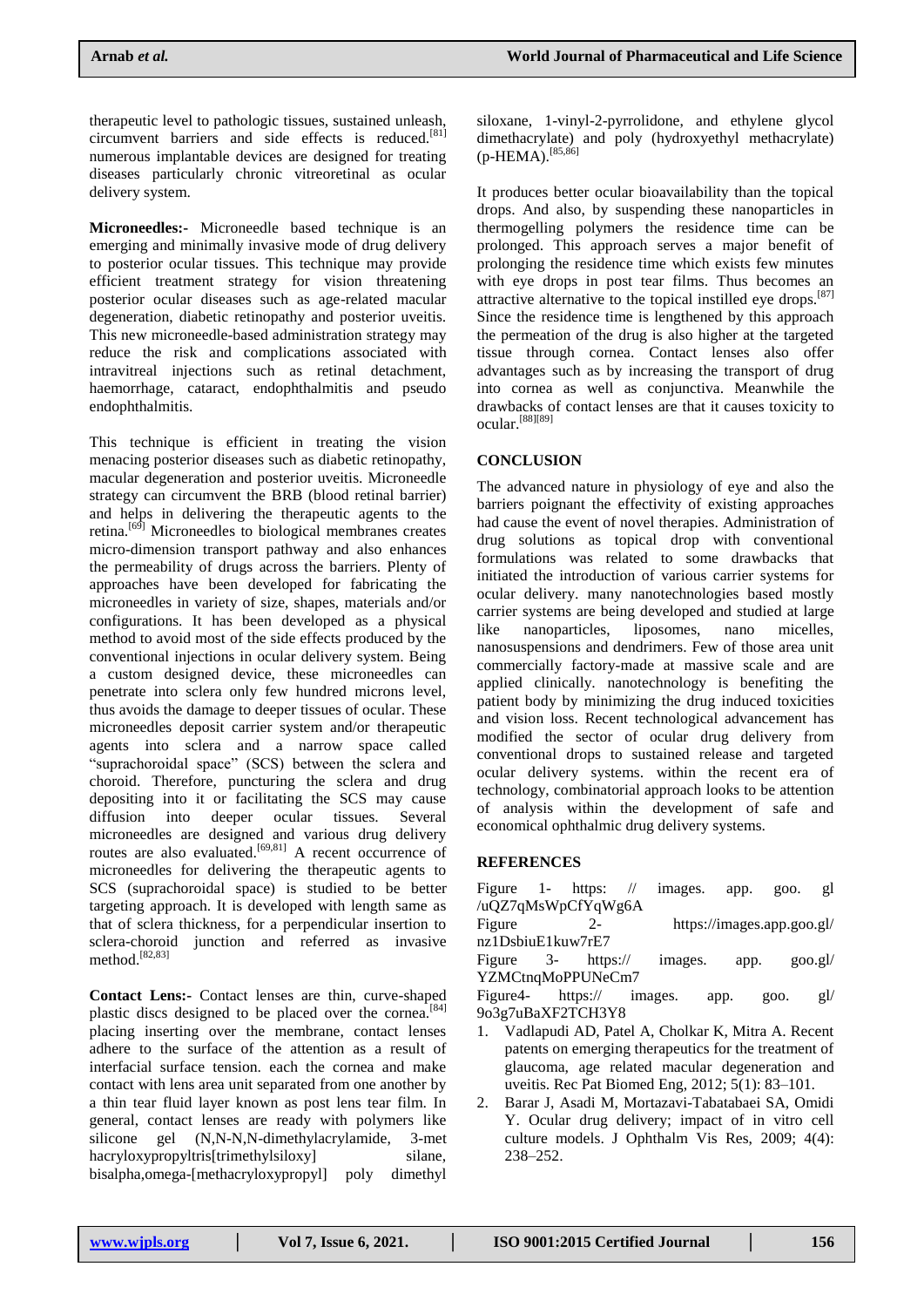therapeutic level to pathologic tissues, sustained unleash, circumvent barriers and side effects is reduced.[81] numerous implantable devices are designed for treating diseases particularly chronic vitreoretinal as ocular delivery system.

**Microneedles:-** Microneedle based technique is an emerging and minimally invasive mode of drug delivery to posterior ocular tissues. This technique may provide efficient treatment strategy for vision threatening posterior ocular diseases such as age-related macular degeneration, diabetic retinopathy and posterior uveitis. This new microneedle-based administration strategy may reduce the risk and complications associated with intravitreal injections such as retinal detachment, haemorrhage, cataract, endophthalmitis and pseudo endophthalmitis.

This technique is efficient in treating the vision menacing posterior diseases such as diabetic retinopathy, macular degeneration and posterior uveitis. Microneedle strategy can circumvent the BRB (blood retinal barrier) and helps in delivering the therapeutic agents to the retina.[69] Microneedles to biological membranes creates micro-dimension transport pathway and also enhances the permeability of drugs across the barriers. Plenty of approaches have been developed for fabricating the microneedles in variety of size, shapes, materials and/or configurations. It has been developed as a physical method to avoid most of the side effects produced by the conventional injections in ocular delivery system. Being a custom designed device, these microneedles can penetrate into sclera only few hundred microns level, thus avoids the damage to deeper tissues of ocular. These microneedles deposit carrier system and/or therapeutic agents into sclera and a narrow space called "suprachoroidal space" (SCS) between the sclera and choroid. Therefore, puncturing the sclera and drug depositing into it or facilitating the SCS may cause diffusion into deeper ocular tissues. Several microneedles are designed and various drug delivery routes are also evaluated.[69,81] A recent occurrence of microneedles for delivering the therapeutic agents to SCS (suprachoroidal space) is studied to be better targeting approach. It is developed with length same as that of sclera thickness, for a perpendicular insertion to sclera-choroid junction and referred as invasive method.[82,83]

**Contact Lens:-** Contact lenses are thin, curve-shaped plastic discs designed to be placed over the cornea.[84] placing inserting over the membrane, contact lenses adhere to the surface of the attention as a result of interfacial surface tension. each the cornea and make contact with lens area unit separated from one another by a thin tear fluid layer known as post lens tear film. In general, contact lenses are ready with polymers like silicone gel (N,N-N,N-dimethylacrylamide, 3-methacryloxypropyltris[trimethylsiloxy] silane, bisalpha,omega-[methacryloxypropyl] poly dimethyl siloxane, 1-vinyl-2-pyrrolidone, and ethylene glycol dimethacrylate) and poly (hydroxyethyl methacrylate) (p-HEMA).[85,86]

It produces better ocular bioavailability than the topical drops. And also, by suspending these nanoparticles in thermogelling polymers the residence time can be prolonged. This approach serves a major benefit of prolonging the residence time which exists few minutes with eye drops in post tear films. Thus becomes an attractive alternative to the topical instilled eye drops.[87] Since the residence time is lengthened by this approach the permeation of the drug is also higher at the targeted tissue through cornea. Contact lenses also offer advantages such as by increasing the transport of drug into cornea as well as conjunctiva. Meanwhile the drawbacks of contact lenses are that it causes toxicity to ocular.[88][89]

## CONCLUSION

The advanced nature in physiology of eye and also the barriers poignant the effectivity of existing approaches had cause the event of novel therapies. Administration of drug solutions as topical drop with conventional formulations was related to some drawbacks that initiated the introduction of various carrier systems for ocular delivery. many nanotechnologies based mostly carrier systems are being developed and studied at large like nanoparticles, liposomes, nano micelles, nanosuspensions and dendrimers. Few of those area unit commercially factory-made at massive scale and are applied clinically. nanotechnology is benefiting the patient body by minimizing the drug induced toxicities and vision loss. Recent technological advancement has modified the sector of ocular drug delivery from conventional drops to sustained release and targeted ocular delivery systems. within the recent era of technology, combinatorial approach looks to be attention of analysis within the development of safe and economical ophthalmic drug delivery systems.

## REFERENCES

Figure 1- https://images.app.goo.gl/uQZ7qMsWpCfYqWg6A

Figure 2- https://images.app.goo.gl/nz1DsbiuE1kuw7rE7

Figure 3- https://images.app.goo.gl/YZMCtnqMoPPUNeCm7

Figure4- https://images.app.goo.gl/9o3g7uBaXF2TCH3Y8

1. Vadlapudi AD, Patel A, Cholkar K, Mitra A. Recent patents on emerging therapeutics for the treatment of glaucoma, age related macular degeneration and uveitis. Rec Pat Biomed Eng, 2012; 5(1): 83–101.
2. Barar J, Asadi M, Mortazavi-Tabatabaei SA, Omidi Y. Ocular drug delivery; impact of in vitro cell culture models. J Ophthalm Vis Res, 2009; 4(4): 238–252.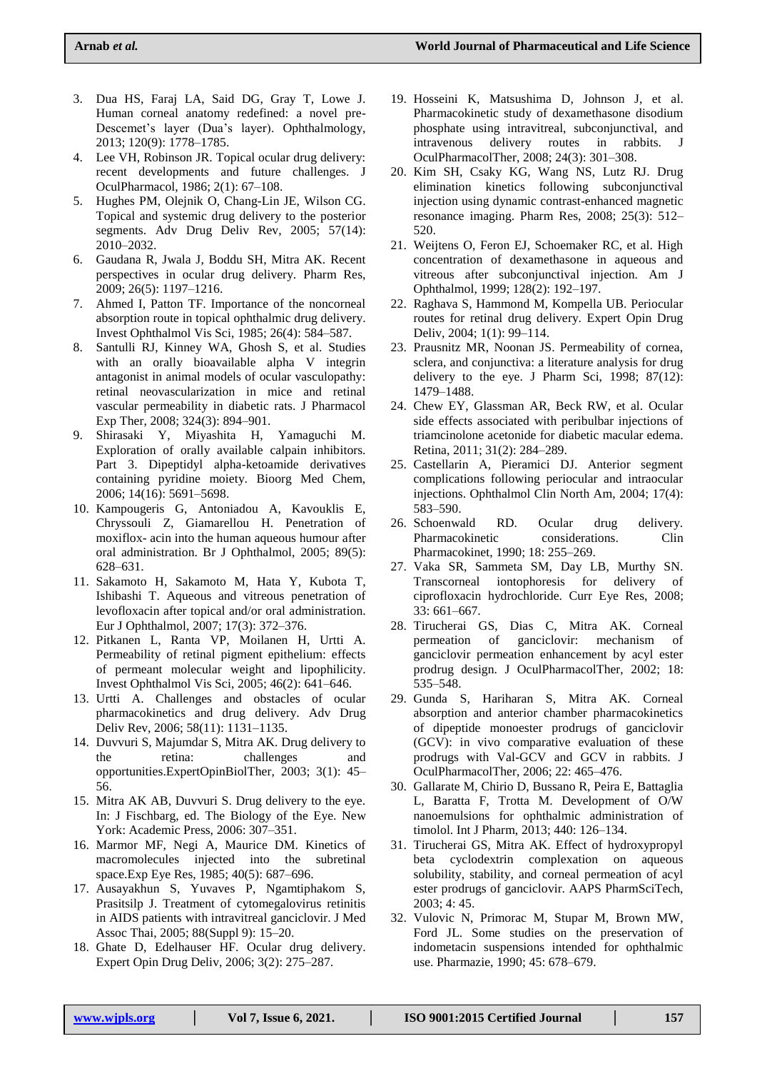3. Dua HS, Faraj LA, Said DG, Gray T, Lowe J. Human corneal anatomy redefined: a novel pre-Descemet's layer (Dua's layer). Ophthalmology, 2013; 120(9): 1778–1785.
4. Lee VH, Robinson JR. Topical ocular drug delivery: recent developments and future challenges. J OculPharmacol, 1986; 2(1): 67–108.
5. Hughes PM, Olejnik O, Chang-Lin JE, Wilson CG. Topical and systemic drug delivery to the posterior segments. Adv Drug Deliv Rev, 2005; 57(14): 2010–2032.
6. Gaudana R, Jwala J, Boddu SH, Mitra AK. Recent perspectives in ocular drug delivery. Pharm Res, 2009; 26(5): 1197–1216.
7. Ahmed I, Patton TF. Importance of the noncorneal absorption route in topical ophthalmic drug delivery. Invest Ophthalmol Vis Sci, 1985; 26(4): 584–587.
8. Santulli RJ, Kinney WA, Ghosh S, et al. Studies with an orally bioavailable alpha V integrin antagonist in animal models of ocular vasculopathy: retinal neovascularization in mice and retinal vascular permeability in diabetic rats. J Pharmacol Exp Ther, 2008; 324(3): 894–901.
9. Shirasaki Y, Miyashita H, Yamaguchi M. Exploration of orally available calpain inhibitors. Part 3. Dipeptidyl alpha-ketoamide derivatives containing pyridine moiety. Bioorg Med Chem, 2006; 14(16): 5691–5698.
10. Kampougeris G, Antoniadou A, Kavouklis E, Chryssouli Z, Giamarellou H. Penetration of moxiflox- acin into the human aqueous humour after oral administration. Br J Ophthalmol, 2005; 89(5): 628–631.
11. Sakamoto H, Sakamoto M, Hata Y, Kubota T, Ishibashi T. Aqueous and vitreous penetration of levofloxacin after topical and/or oral administration. Eur J Ophthalmol, 2007; 17(3): 372–376.
12. Pitkanen L, Ranta VP, Moilanen H, Urtti A. Permeability of retinal pigment epithelium: effects of permeant molecular weight and lipophilicity. Invest Ophthalmol Vis Sci, 2005; 46(2): 641–646.
13. Urtti A. Challenges and obstacles of ocular pharmacokinetics and drug delivery. Adv Drug Deliv Rev, 2006; 58(11): 1131–1135.
14. Duvvuri S, Majumdar S, Mitra AK. Drug delivery to the retina: challenges and opportunities.ExpertOpinBiolTher, 2003; 3(1): 45–56.
15. Mitra AK AB, Duvvuri S. Drug delivery to the eye. In: J Fischbarg, ed. The Biology of the Eye. New York: Academic Press, 2006: 307–351.
16. Marmor MF, Negi A, Maurice DM. Kinetics of macromolecules injected into the subretinal space.Exp Eye Res, 1985; 40(5): 687–696.
17. Ausayakhun S, Yuvaves P, Ngamtiphakom S, Prasitsilp J. Treatment of cytomegalovirus retinitis in AIDS patients with intravitreal ganciclovir. J Med Assoc Thai, 2005; 88(Suppl 9): 15–20.
18. Ghate D, Edelhauser HF. Ocular drug delivery. Expert Opin Drug Deliv, 2006; 3(2): 275–287.
19. Hosseini K, Matsushima D, Johnson J, et al. Pharmacokinetic study of dexamethasone disodium phosphate using intravitreal, subconjunctival, and intravenous delivery routes in rabbits. J OculPharmacolTher, 2008; 24(3): 301–308.
20. Kim SH, Csaky KG, Wang NS, Lutz RJ. Drug elimination kinetics following subconjunctival injection using dynamic contrast-enhanced magnetic resonance imaging. Pharm Res, 2008; 25(3): 512–520.
21. Weijtens O, Feron EJ, Schoemaker RC, et al. High concentration of dexamethasone in aqueous and vitreous after subconjunctival injection. Am J Ophthalmol, 1999; 128(2): 192–197.
22. Raghava S, Hammond M, Kompella UB. Periocular routes for retinal drug delivery. Expert Opin Drug Deliv, 2004; 1(1): 99–114.
23. Prausnitz MR, Noonan JS. Permeability of cornea, sclera, and conjunctiva: a literature analysis for drug delivery to the eye. J Pharm Sci, 1998; 87(12): 1479–1488.
24. Chew EY, Glassman AR, Beck RW, et al. Ocular side effects associated with peribulbar injections of triamcinolone acetonide for diabetic macular edema. Retina, 2011; 31(2): 284–289.
25. Castellarin A, Pieramici DJ. Anterior segment complications following periocular and intraocular injections. Ophthalmol Clin North Am, 2004; 17(4): 583–590.
26. Schoenwald RD. Ocular drug delivery. Pharmacokinetic considerations. Clin Pharmacokinet, 1990; 18: 255–269.
27. Vaka SR, Sammeta SM, Day LB, Murthy SN. Transcorneal iontophoresis for delivery of ciprofloxacin hydrochloride. Curr Eye Res, 2008; 33: 661–667.
28. Tirucherai GS, Dias C, Mitra AK. Corneal permeation of ganciclovir: mechanism of ganciclovir permeation enhancement by acyl ester prodrug design. J OculPharmacolTher, 2002; 18: 535–548.
29. Gunda S, Hariharan S, Mitra AK. Corneal absorption and anterior chamber pharmacokinetics of dipeptide monoester prodrugs of ganciclovir (GCV): in vivo comparative evaluation of these prodrugs with Val-GCV and GCV in rabbits. J OculPharmacolTher, 2006; 22: 465–476.
30. Gallarate M, Chirio D, Bussano R, Peira E, Battaglia L, Baratta F, Trotta M. Development of O/W nanoemulsions for ophthalmic administration of timolol. Int J Pharm, 2013; 440: 126–134.
31. Tirucherai GS, Mitra AK. Effect of hydroxypropyl beta cyclodextrin complexation on aqueous solubility, stability, and corneal permeation of acyl ester prodrugs of ganciclovir. AAPS PharmSciTech, 2003; 4: 45.
32. Vulovic N, Primorac M, Stupar M, Brown MW, Ford JL. Some studies on the preservation of indometacin suspensions intended for ophthalmic use. Pharmazie, 1990; 45: 678–679.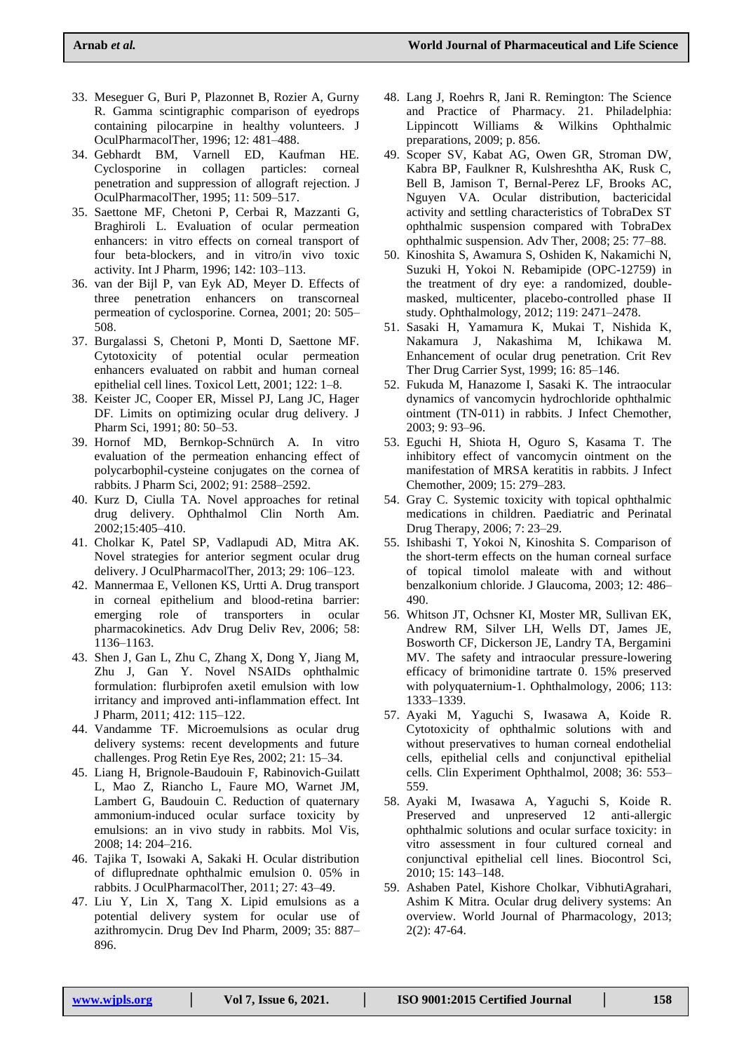33. Meseguer G, Buri P, Plazonnet B, Rozier A, Gurny R. Gamma scintigraphic comparison of eyedrops containing pilocarpine in healthy volunteers. J OculPharmacolTher, 1996; 12: 481–488.
34. Gebhardt BM, Varnell ED, Kaufman HE. Cyclosporine in collagen particles: corneal penetration and suppression of allograft rejection. J OculPharmacolTher, 1995; 11: 509–517.
35. Saettone MF, Chetoni P, Cerbai R, Mazzanti G, Braghiroli L. Evaluation of ocular permeation enhancers: in vitro effects on corneal transport of four beta-blockers, and in vitro/in vivo toxic activity. Int J Pharm, 1996; 142: 103–113.
36. van der Bijl P, van Eyk AD, Meyer D. Effects of three penetration enhancers on transcorneal permeation of cyclosporine. Cornea, 2001; 20: 505–508.
37. Burgalassi S, Chetoni P, Monti D, Saettone MF. Cytotoxicity of potential ocular permeation enhancers evaluated on rabbit and human corneal epithelial cell lines. Toxicol Lett, 2001; 122: 1–8.
38. Keister JC, Cooper ER, Missel PJ, Lang JC, Hager DF. Limits on optimizing ocular drug delivery. J Pharm Sci, 1991; 80: 50–53.
39. Hornof MD, Bernkop-Schnürch A. In vitro evaluation of the permeation enhancing effect of polycarbophil-cysteine conjugates on the cornea of rabbits. J Pharm Sci, 2002; 91: 2588–2592.
40. Kurz D, Ciulla TA. Novel approaches for retinal drug delivery. Ophthalmol Clin North Am. 2002;15:405–410.
41. Cholkar K, Patel SP, Vadlapudi AD, Mitra AK. Novel strategies for anterior segment ocular drug delivery. J OculPharmacolTher, 2013; 29: 106–123.
42. Mannermaa E, Vellonen KS, Urtti A. Drug transport in corneal epithelium and blood-retina barrier: emerging role of transporters in ocular pharmacokinetics. Adv Drug Deliv Rev, 2006; 58: 1136–1163.
43. Shen J, Gan L, Zhu C, Zhang X, Dong Y, Jiang M, Zhu J, Gan Y. Novel NSAIDs ophthalmic formulation: flurbiprofen axetil emulsion with low irritancy and improved anti-inflammation effect. Int J Pharm, 2011; 412: 115–122.
44. Vandamme TF. Microemulsions as ocular drug delivery systems: recent developments and future challenges. Prog Retin Eye Res, 2002; 21: 15–34.
45. Liang H, Brignole-Baudouin F, Rabinovich-Guilatt L, Mao Z, Riancho L, Faure MO, Warnet JM, Lambert G, Baudouin C. Reduction of quaternary ammonium-induced ocular surface toxicity by emulsions: an in vivo study in rabbits. Mol Vis, 2008; 14: 204–216.
46. Tajika T, Isowaki A, Sakaki H. Ocular distribution of difluprednate ophthalmic emulsion 0. 05% in rabbits. J OculPharmacolTher, 2011; 27: 43–49.
47. Liu Y, Lin X, Tang X. Lipid emulsions as a potential delivery system for ocular use of azithromycin. Drug Dev Ind Pharm, 2009; 35: 887–896.
48. Lang J, Roehrs R, Jani R. Remington: The Science and Practice of Pharmacy. 21. Philadelphia: Lippincott Williams & Wilkins Ophthalmic preparations, 2009; p. 856.
49. Scoper SV, Kabat AG, Owen GR, Stroman DW, Kabra BP, Faulkner R, Kulshreshtha AK, Rusk C, Bell B, Jamison T, Bernal-Perez LF, Brooks AC, Nguyen VA. Ocular distribution, bactericidal activity and settling characteristics of TobraDex ST ophthalmic suspension compared with TobraDex ophthalmic suspension. Adv Ther, 2008; 25: 77–88.
50. Kinoshita S, Awamura S, Oshiden K, Nakamichi N, Suzuki H, Yokoi N. Rebamipide (OPC-12759) in the treatment of dry eye: a randomized, double-masked, multicenter, placebo-controlled phase II study. Ophthalmology, 2012; 119: 2471–2478.
51. Sasaki H, Yamamura K, Mukai T, Nishida K, Nakamura J, Nakashima M, Ichikawa M. Enhancement of ocular drug penetration. Crit Rev Ther Drug Carrier Syst, 1999; 16: 85–146.
52. Fukuda M, Hanazome I, Sasaki K. The intraocular dynamics of vancomycin hydrochloride ophthalmic ointment (TN-011) in rabbits. J Infect Chemother, 2003; 9: 93–96.
53. Eguchi H, Shiota H, Oguro S, Kasama T. The inhibitory effect of vancomycin ointment on the manifestation of MRSA keratitis in rabbits. J Infect Chemother, 2009; 15: 279–283.
54. Gray C. Systemic toxicity with topical ophthalmic medications in children. Paediatric and Perinatal Drug Therapy, 2006; 7: 23–29.
55. Ishibashi T, Yokoi N, Kinoshita S. Comparison of the short-term effects on the human corneal surface of topical timolol maleate with and without benzalkonium chloride. J Glaucoma, 2003; 12: 486–490.
56. Whitson JT, Ochsner KI, Moster MR, Sullivan EK, Andrew RM, Silver LH, Wells DT, James JE, Bosworth CF, Dickerson JE, Landry TA, Bergamini MV. The safety and intraocular pressure-lowering efficacy of brimonidine tartrate 0. 15% preserved with polyquaternium-1. Ophthalmology, 2006; 113: 1333–1339.
57. Ayaki M, Yaguchi S, Iwasawa A, Koide R. Cytotoxicity of ophthalmic solutions with and without preservatives to human corneal endothelial cells, epithelial cells and conjunctival epithelial cells. Clin Experiment Ophthalmol, 2008; 36: 553–559.
58. Ayaki M, Iwasawa A, Yaguchi S, Koide R. Preserved and unpreserved 12 anti-allergic ophthalmic solutions and ocular surface toxicity: in vitro assessment in four cultured corneal and conjunctival epithelial cell lines. Biocontrol Sci, 2010; 15: 143–148.
59. Ashaben Patel, Kishore Cholkar, VibhutiAgrahari, Ashim K Mitra. Ocular drug delivery systems: An overview. World Journal of Pharmacology, 2013; 2(2): 47-64.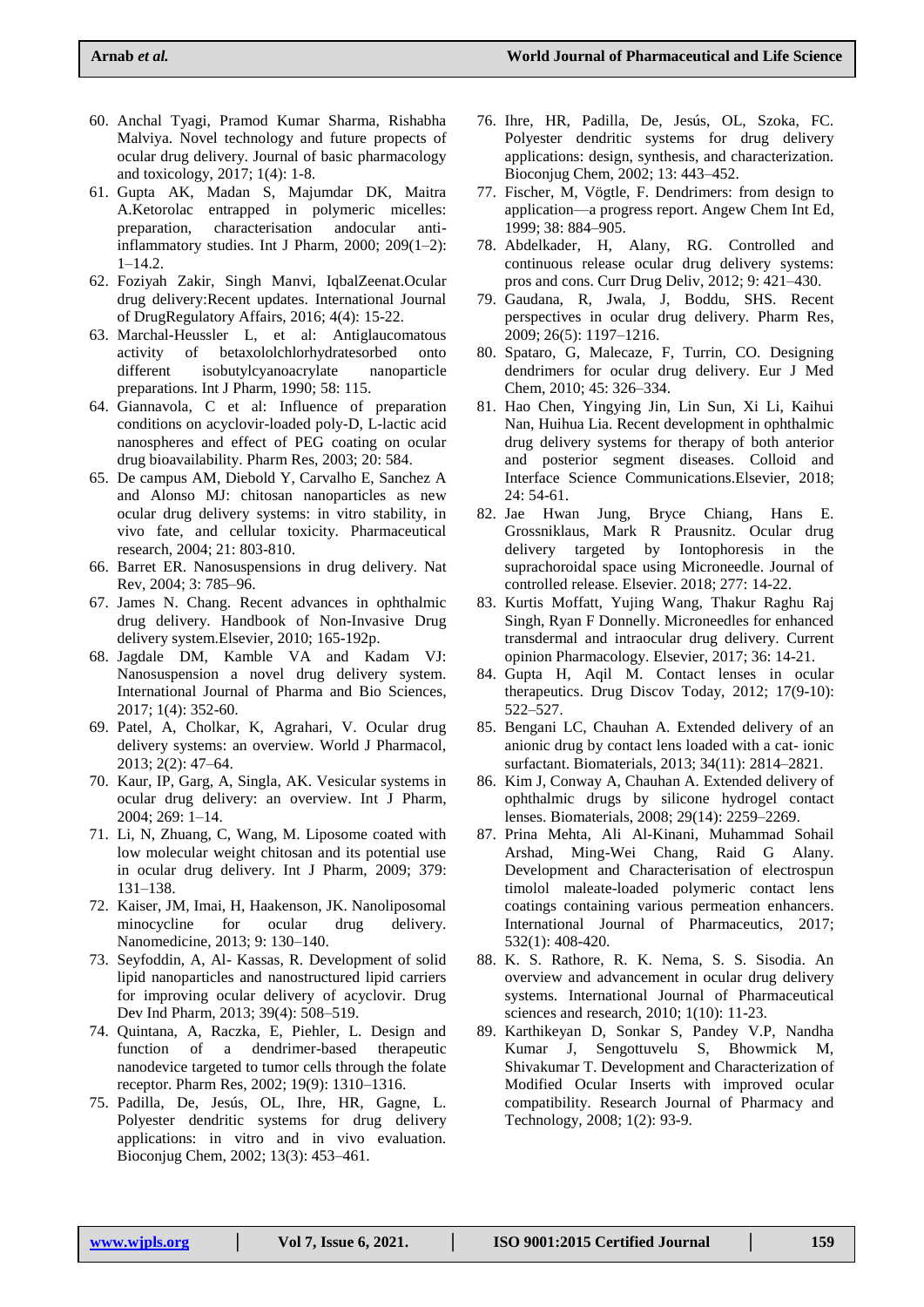60. Anchal Tyagi, Pramod Kumar Sharma, Rishabha Malviya. Novel technology and future propects of ocular drug delivery. Journal of basic pharmacology and toxicology, 2017; 1(4): 1-8.
61. Gupta AK, Madan S, Majumdar DK, Maitra A.Ketorolac entrapped in polymeric micelles: preparation, characterisation andocular anti-inflammatory studies. Int J Pharm, 2000; 209(1–2): 1–14.2.
62. Foziyah Zakir, Singh Manvi, IqbalZeenat.Ocular drug delivery:Recent updates. International Journal of DrugRegulatory Affairs, 2016; 4(4): 15-22.
63. Marchal-Heussler L, et al: Antiglaucomatous activity of betaxololchlorhydratesorbed onto different isobutylcyanoacrylate nanoparticle preparations. Int J Pharm, 1990; 58: 115.
64. Giannavola, C et al: Influence of preparation conditions on acyclovir-loaded poly-D, L-lactic acid nanospheres and effect of PEG coating on ocular drug bioavailability. Pharm Res, 2003; 20: 584.
65. De campus AM, Diebold Y, Carvalho E, Sanchez A and Alonso MJ: chitosan nanoparticles as new ocular drug delivery systems: in vitro stability, in vivo fate, and cellular toxicity. Pharmaceutical research, 2004; 21: 803-810.
66. Barret ER. Nanosuspensions in drug delivery. Nat Rev, 2004; 3: 785–96.
67. James N. Chang. Recent advances in ophthalmic drug delivery. Handbook of Non-Invasive Drug delivery system.Elsevier, 2010; 165-192p.
68. Jagdale DM, Kamble VA and Kadam VJ: Nanosuspension a novel drug delivery system. International Journal of Pharma and Bio Sciences, 2017; 1(4): 352-60.
69. Patel, A, Cholkar, K, Agrahari, V. Ocular drug delivery systems: an overview. World J Pharmacol, 2013; 2(2): 47–64.
70. Kaur, IP, Garg, A, Singla, AK. Vesicular systems in ocular drug delivery: an overview. Int J Pharm, 2004; 269: 1–14.
71. Li, N, Zhuang, C, Wang, M. Liposome coated with low molecular weight chitosan and its potential use in ocular drug delivery. Int J Pharm, 2009; 379: 131–138.
72. Kaiser, JM, Imai, H, Haakenson, JK. Nanoliposomal minocycline for ocular drug delivery. Nanomedicine, 2013; 9: 130–140.
73. Seyfoddin, A, Al- Kassas, R. Development of solid lipid nanoparticles and nanostructured lipid carriers for improving ocular delivery of acyclovir. Drug Dev Ind Pharm, 2013; 39(4): 508–519.
74. Quintana, A, Raczka, E, Piehler, L. Design and function of a dendrimer-based therapeutic nanodevice targeted to tumor cells through the folate receptor. Pharm Res, 2002; 19(9): 1310–1316.
75. Padilla, De, Jesús, OL, Ihre, HR, Gagne, L. Polyester dendritic systems for drug delivery applications: in vitro and in vivo evaluation. Bioconjug Chem, 2002; 13(3): 453–461.
76. Ihre, HR, Padilla, De, Jesús, OL, Szoka, FC. Polyester dendritic systems for drug delivery applications: design, synthesis, and characterization. Bioconjug Chem, 2002; 13: 443–452.
77. Fischer, M, Vögtle, F. Dendrimers: from design to application—a progress report. Angew Chem Int Ed, 1999; 38: 884–905.
78. Abdelkader, H, Alany, RG. Controlled and continuous release ocular drug delivery systems: pros and cons. Curr Drug Deliv, 2012; 9: 421–430.
79. Gaudana, R, Jwala, J, Boddu, SHS. Recent perspectives in ocular drug delivery. Pharm Res, 2009; 26(5): 1197–1216.
80. Spataro, G, Malecaze, F, Turrin, CO. Designing dendrimers for ocular drug delivery. Eur J Med Chem, 2010; 45: 326–334.
81. Hao Chen, Yingying Jin, Lin Sun, Xi Li, Kaihui Nan, Huihua Lia. Recent development in ophthalmic drug delivery systems for therapy of both anterior and posterior segment diseases. Colloid and Interface Science Communications.Elsevier, 2018; 24: 54-61.
82. Jae Hwan Jung, Bryce Chiang, Hans E. Grossniklaus, Mark R Prausnitz. Ocular drug delivery targeted by Iontophoresis in the suprachoroidal space using Microneedle. Journal of controlled release. Elsevier. 2018; 277: 14-22.
83. Kurtis Moffatt, Yujing Wang, Thakur Raghu Raj Singh, Ryan F Donnelly. Microneedles for enhanced transdermal and intraocular drug delivery. Current opinion Pharmacology. Elsevier, 2017; 36: 14-21.
84. Gupta H, Aqil M. Contact lenses in ocular therapeutics. Drug Discov Today, 2012; 17(9-10): 522–527.
85. Bengani LC, Chauhan A. Extended delivery of an anionic drug by contact lens loaded with a cat- ionic surfactant. Biomaterials, 2013; 34(11): 2814–2821.
86. Kim J, Conway A, Chauhan A. Extended delivery of ophthalmic drugs by silicone hydrogel contact lenses. Biomaterials, 2008; 29(14): 2259–2269.
87. Prina Mehta, Ali Al-Kinani, Muhammad Sohail Arshad, Ming-Wei Chang, Raid G Alany. Development and Characterisation of electrospun timolol maleate-loaded polymeric contact lens coatings containing various permeation enhancers. International Journal of Pharmaceutics, 2017; 532(1): 408-420.
88. K. S. Rathore, R. K. Nema, S. S. Sisodia. An overview and advancement in ocular drug delivery systems. International Journal of Pharmaceutical sciences and research, 2010; 1(10): 11-23.
89. Karthikeyan D, Sonkar S, Pandey V.P, Nandha Kumar J, Sengottuvelu S, Bhowmick M, Shivakumar T. Development and Characterization of Modified Ocular Inserts with improved ocular compatibility. Research Journal of Pharmacy and Technology, 2008; 1(2): 93-9.